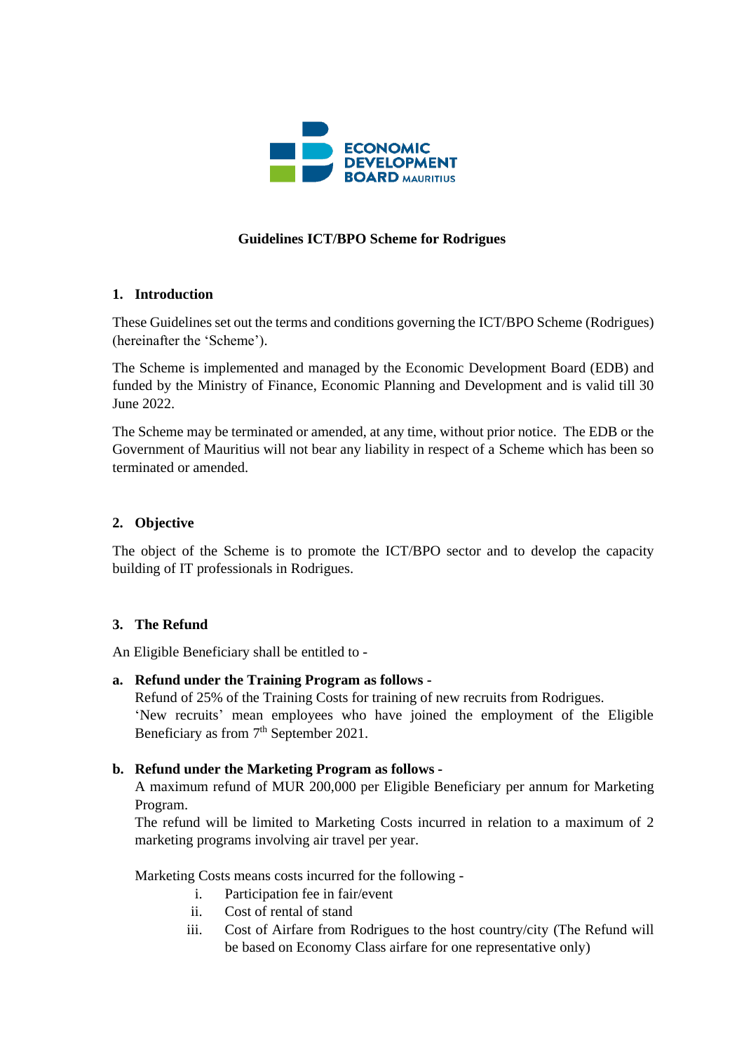# Guidelines ICT/BPO Scheme for Rodrigues

## 1. Introduction

These Guidelines set out the terms and conditions governing the ICT/BPO Scheme (Rodrigues) (hereinafter the 'Scheme').

The Scheme is implemented and managed by the Economic Development Board (EDB) and funded by the Ministry of Finance, Economic Planning and Development and is valid till 30 June 2022.

The Scheme may be terminated or amended, at any time, without prior notice. The EDB or the Government of Mauritius will not bear any liability in respect of a Scheme which has been so terminated or amended.

## 2. Objective

The object of the Scheme is to promote the ICT/BPO sector and to develop the capacity building of IT professionals in Rodrigues.

## 3. The Refund

An Eligible Beneficiary shall be entitled to -

**a. Refund under the Training Program as follows -**

Refund of 25% of the Training Costs for training of new recruits from Rodrigues.
'New recruits' mean employees who have joined the employment of the Eligible Beneficiary as from 7th September 2021.

**b. Refund under the Marketing Program as follows -**

A maximum refund of MUR 200,000 per Eligible Beneficiary per annum for Marketing Program.
The refund will be limited to Marketing Costs incurred in relation to a maximum of 2 marketing programs involving air travel per year.

Marketing Costs means costs incurred for the following -

i. Participation fee in fair/event
ii. Cost of rental of stand
iii. Cost of Airfare from Rodrigues to the host country/city (The Refund will be based on Economy Class airfare for one representative only)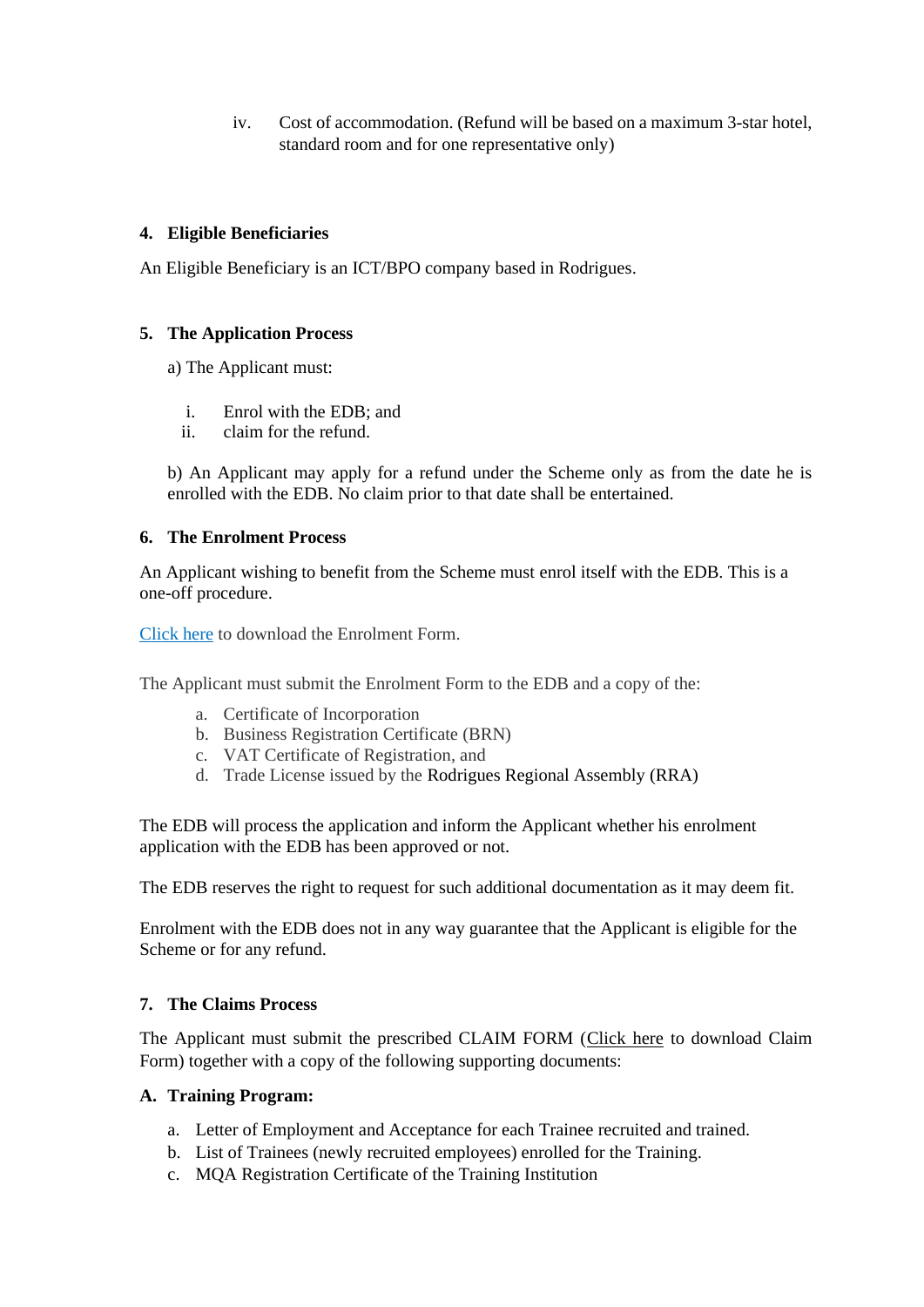iv. Cost of accommodation. (Refund will be based on a maximum 3-star hotel, standard room and for one representative only)

## 4. Eligible Beneficiaries

An Eligible Beneficiary is an ICT/BPO company based in Rodrigues.

## 5. The Application Process

a) The Applicant must:

i. Enrol with the EDB; and
ii. claim for the refund.

b) An Applicant may apply for a refund under the Scheme only as from the date he is enrolled with the EDB. No claim prior to that date shall be entertained.

## 6. The Enrolment Process

An Applicant wishing to benefit from the Scheme must enrol itself with the EDB. This is a one-off procedure.

Click here to download the Enrolment Form.

The Applicant must submit the Enrolment Form to the EDB and a copy of the:

a. Certificate of Incorporation
b. Business Registration Certificate (BRN)
c. VAT Certificate of Registration, and
d. Trade License issued by the Rodrigues Regional Assembly (RRA)

The EDB will process the application and inform the Applicant whether his enrolment application with the EDB has been approved or not.

The EDB reserves the right to request for such additional documentation as it may deem fit.

Enrolment with the EDB does not in any way guarantee that the Applicant is eligible for the Scheme or for any refund.

## 7. The Claims Process

The Applicant must submit the prescribed CLAIM FORM (Click here to download Claim Form) together with a copy of the following supporting documents:

### A. Training Program:

a. Letter of Employment and Acceptance for each Trainee recruited and trained.
b. List of Trainees (newly recruited employees) enrolled for the Training.
c. MQA Registration Certificate of the Training Institution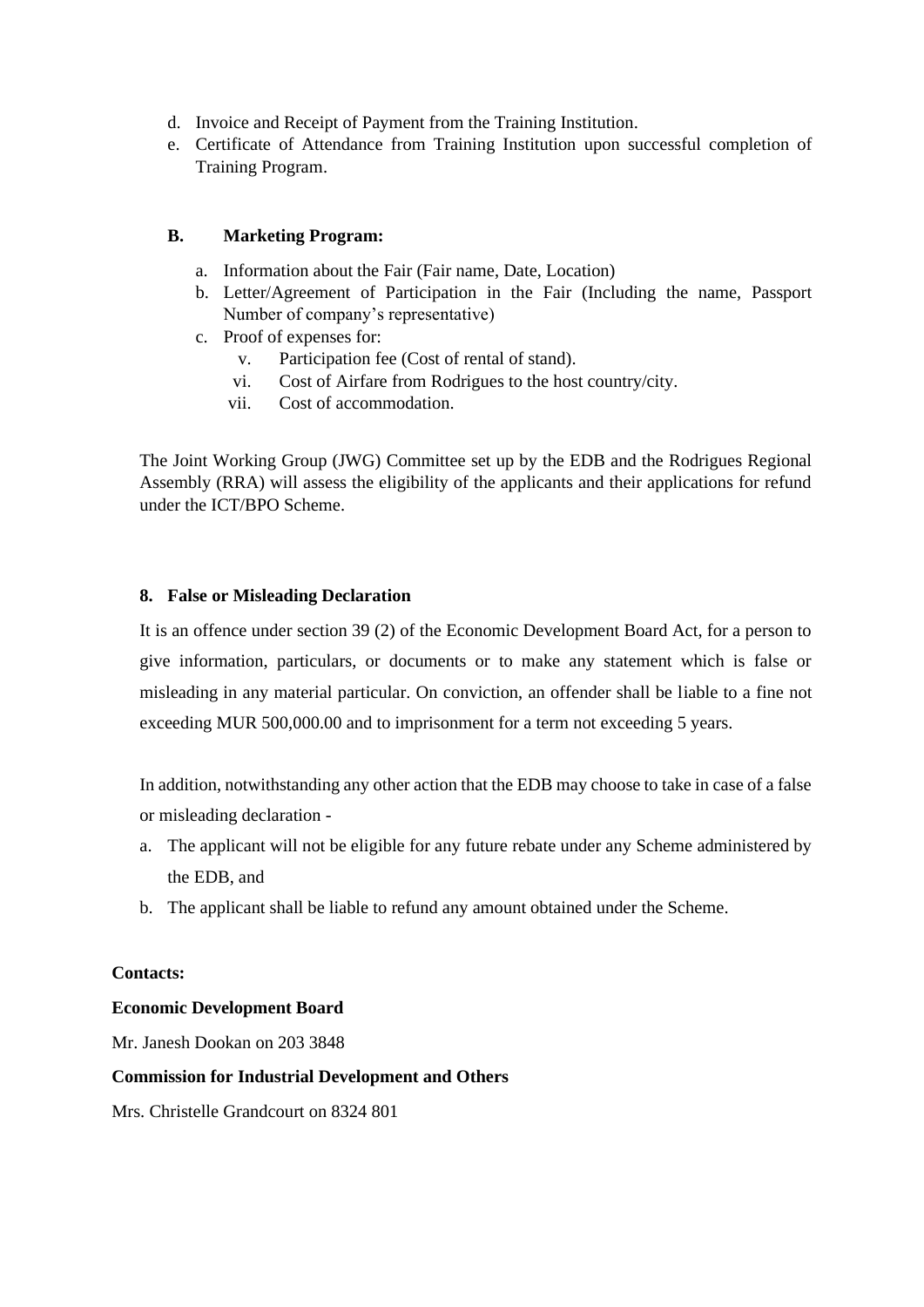d. Invoice and Receipt of Payment from the Training Institution.
e. Certificate of Attendance from Training Institution upon successful completion of Training Program.

**B. Marketing Program:**

a. Information about the Fair (Fair name, Date, Location)
b. Letter/Agreement of Participation in the Fair (Including the name, Passport Number of company's representative)
c. Proof of expenses for:
   v. Participation fee (Cost of rental of stand).
   vi. Cost of Airfare from Rodrigues to the host country/city.
   vii. Cost of accommodation.

The Joint Working Group (JWG) Committee set up by the EDB and the Rodrigues Regional Assembly (RRA) will assess the eligibility of the applicants and their applications for refund under the ICT/BPO Scheme.

**8. False or Misleading Declaration**

It is an offence under section 39 (2) of the Economic Development Board Act, for a person to give information, particulars, or documents or to make any statement which is false or misleading in any material particular. On conviction, an offender shall be liable to a fine not exceeding MUR 500,000.00 and to imprisonment for a term not exceeding 5 years.

In addition, notwithstanding any other action that the EDB may choose to take in case of a false or misleading declaration -

a. The applicant will not be eligible for any future rebate under any Scheme administered by the EDB, and
b. The applicant shall be liable to refund any amount obtained under the Scheme.

**Contacts:**

**Economic Development Board**

Mr. Janesh Dookan on 203 3848

**Commission for Industrial Development and Others**

Mrs. Christelle Grandcourt on 8324 801